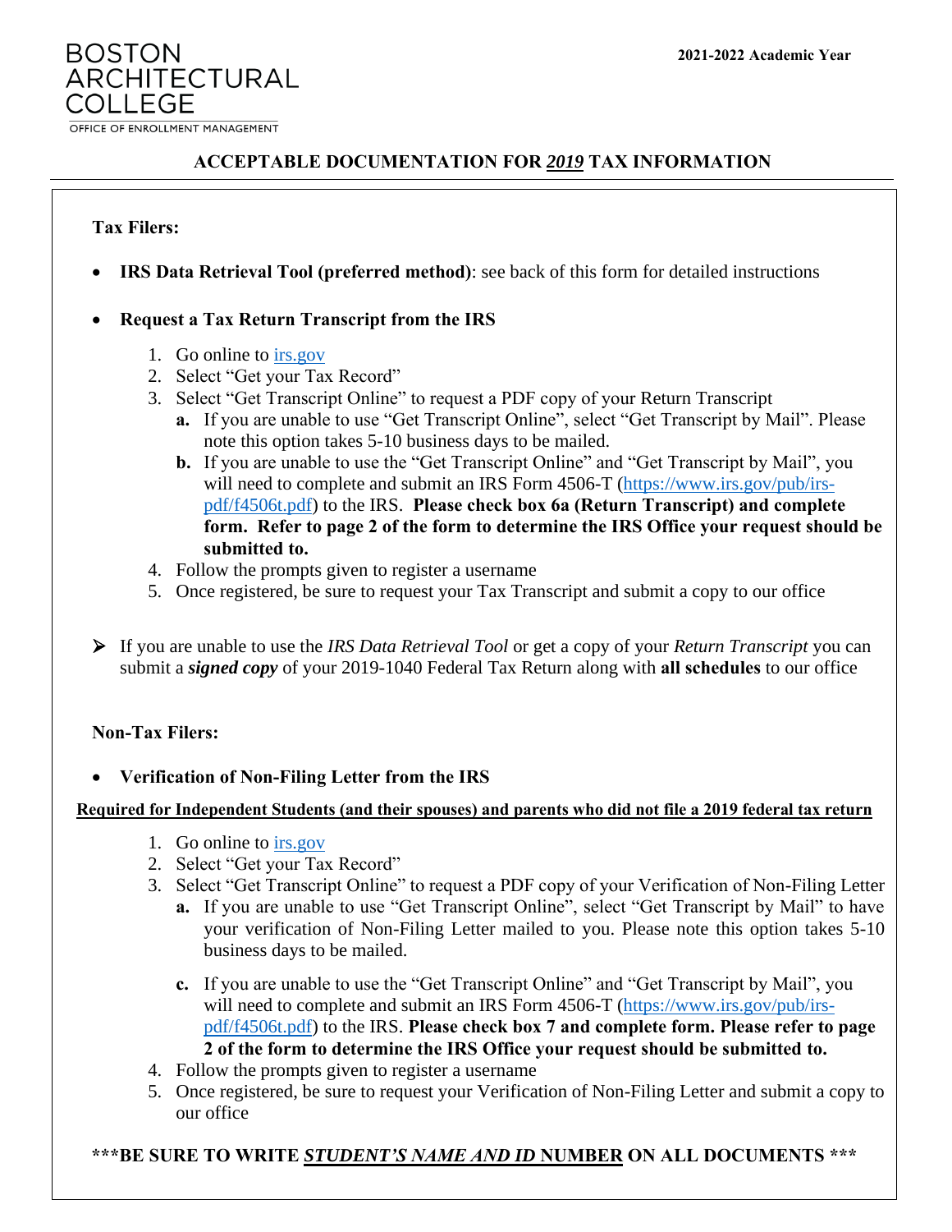BOSTON ARCHITECTURAL COLLEGE

OFFICE OF ENROLLMENT MANAGEMENT

**2021-2022 Academic Year**

## ACCEPTABLE DOCUMENTATION FOR *2019* TAX INFORMATION

**Tax Filers:**

- **IRS Data Retrieval Tool (preferred method)**: see back of this form for detailed instructions

- **Request a Tax Return Transcript from the IRS**
  1. Go online to [irs.gov](irs.gov)
  2. Select "Get your Tax Record"
  3. Select "Get Transcript Online" to request a PDF copy of your Return Transcript
     - **a.** If you are unable to use "Get Transcript Online", select "Get Transcript by Mail". Please note this option takes 5-10 business days to be mailed.
     - **b.** If you are unable to use the "Get Transcript Online" and "Get Transcript by Mail", you will need to complete and submit an IRS Form 4506-T ([https://www.irs.gov/pub/irs-pdf/f4506t.pdf](https://www.irs.gov/pub/irs-pdf/f4506t.pdf)) to the IRS. **Please check box 6a (Return Transcript) and complete form. Refer to page 2 of the form to determine the IRS Office your request should be submitted to.**
  4. Follow the prompts given to register a username
  5. Once registered, be sure to request your Tax Transcript and submit a copy to our office

➢ If you are unable to use the *IRS Data Retrieval Tool* or get a copy of your *Return Transcript* you can submit a ***signed copy*** of your 2019-1040 Federal Tax Return along with **all schedules** to our office

**Non-Tax Filers:**

- **Verification of Non-Filing Letter from the IRS**

**Required for Independent Students (and their spouses) and parents who did not file a 2019 federal tax return**

1. Go online to [irs.gov](irs.gov)
2. Select "Get your Tax Record"
3. Select "Get Transcript Online" to request a PDF copy of your Verification of Non-Filing Letter
   - **a.** If you are unable to use "Get Transcript Online", select "Get Transcript by Mail" to have your verification of Non-Filing Letter mailed to you. Please note this option takes 5-10 business days to be mailed.
   - **c.** If you are unable to use the "Get Transcript Online" and "Get Transcript by Mail", you will need to complete and submit an IRS Form 4506-T ([https://www.irs.gov/pub/irs-pdf/f4506t.pdf](https://www.irs.gov/pub/irs-pdf/f4506t.pdf)) to the IRS. **Please check box 7 and complete form. Please refer to page 2 of the form to determine the IRS Office your request should be submitted to.**
4. Follow the prompts given to register a username
5. Once registered, be sure to request your Verification of Non-Filing Letter and submit a copy to our office

**\*\*\*BE SURE TO WRITE *STUDENT'S NAME AND ID* NUMBER ON ALL DOCUMENTS \*\*\***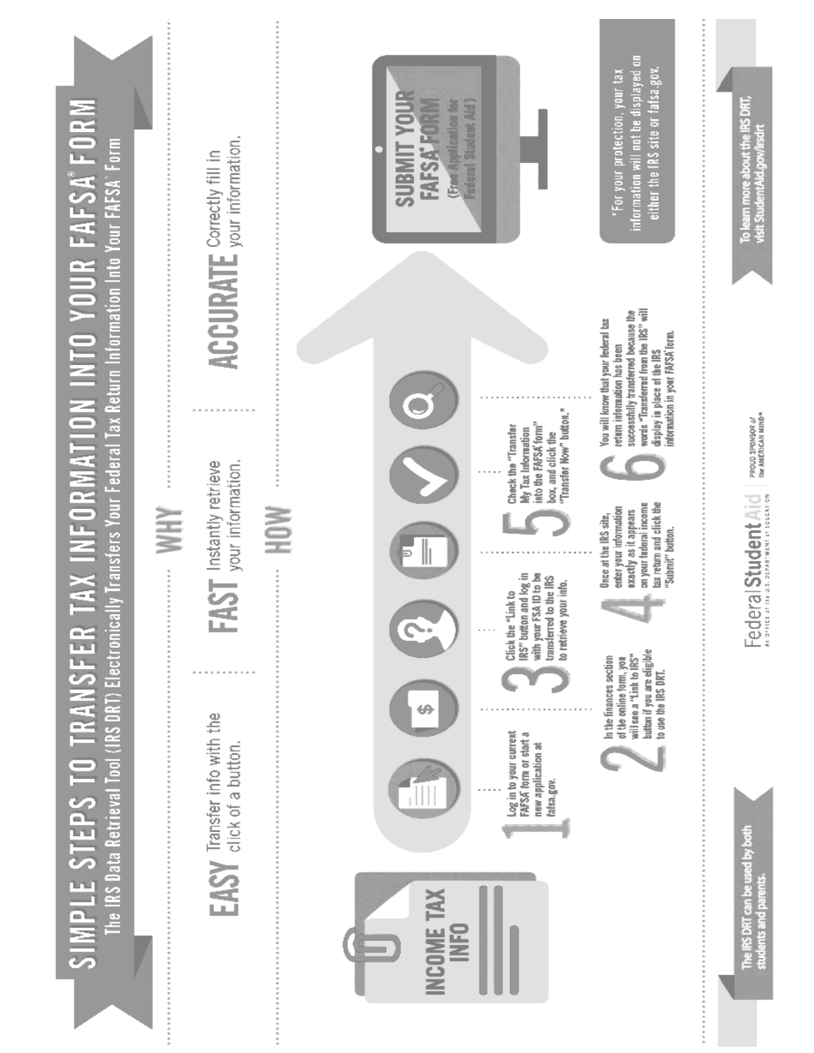# SIMPLE STEPS TO TRANSFER TAX INFORMATION INTO YOUR FAFSA® FORM

The IRS Data Retrieval Tool (IRS DRT) Electronically Transfers Your Federal Tax Return Information Into Your FAFSA® Form

## WHY

**EASY** Transfer info with the click of a button.

**FAST** Instantly retrieve your information.

**ACCURATE** Correctly fill in your information.

## HOW

INCOME TAX INFO

1. Log in to your current FAFSA® form or start a new application at fafsa.gov.
2. In the finances section of the online form, you will see a "Link to IRS" button if you are eligible to use the IRS DRT.
3. Click the "Link to IRS" button and log in with your FSA ID to be transferred to the IRS to retrieve your info.
4. Once at the IRS site, enter your information exactly as it appears on your federal income tax return and click the "Submit" button.
5. Check the "Transfer My Tax Information into the FAFSA® form" box, and click the "Transfer Now" button.*
6. You will know that your federal tax return information has been successfully transferred because the words "Transferred from the IRS" will display in place of the IRS information in your FAFSA® form.

**SUBMIT YOUR FAFSA® FORM** (Free Application for Federal Student Aid)

*For your protection, your tax information will not be displayed on either the IRS site or fafsa.gov.

The IRS DRT can be used by both students and parents.

Federal Student Aid — An OFFICE of the U.S. DEPARTMENT of EDUCATION — PROUD SPONSOR of the AMERICAN MIND®

To learn more about the IRS DRT, visit StudentAid.gov/irsdrt